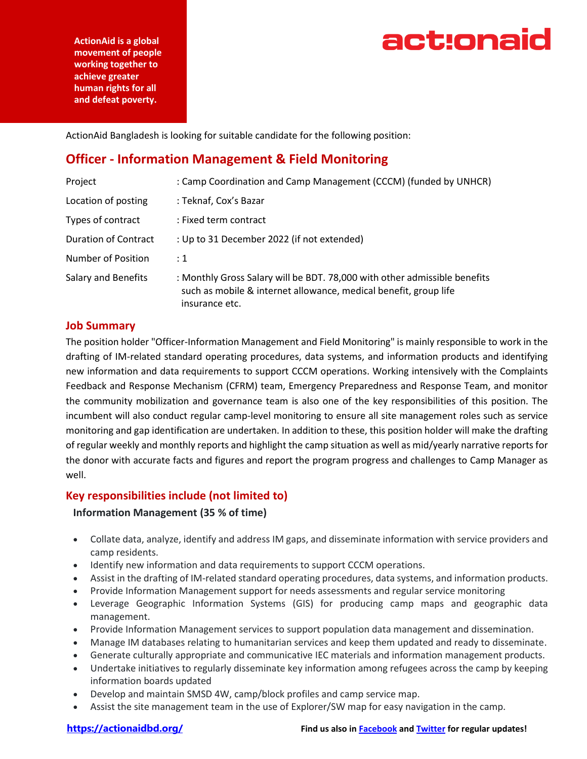ActionAid is a global movement of people working together to achieve greater human rights for all and defeat poverty.

actionaid

ActionAid Bangladesh is looking for suitable candidate for the following position:

## Officer - Information Management & Field Monitoring

| | |
|---|---|
| Project | : Camp Coordination and Camp Management (CCCM) (funded by UNHCR) |
| Location of posting | : Teknaf, Cox's Bazar |
| Types of contract | : Fixed term contract |
| Duration of Contract | : Up to 31 December 2022 (if not extended) |
| Number of Position | : 1 |
| Salary and Benefits | : Monthly Gross Salary will be BDT. 78,000 with other admissible benefits such as mobile & internet allowance, medical benefit, group life insurance etc. |

### Job Summary

The position holder "Officer-Information Management and Field Monitoring" is mainly responsible to work in the drafting of IM-related standard operating procedures, data systems, and information products and identifying new information and data requirements to support CCCM operations. Working intensively with the Complaints Feedback and Response Mechanism (CFRM) team, Emergency Preparedness and Response Team, and monitor the community mobilization and governance team is also one of the key responsibilities of this position. The incumbent will also conduct regular camp-level monitoring to ensure all site management roles such as service monitoring and gap identification are undertaken. In addition to these, this position holder will make the drafting of regular weekly and monthly reports and highlight the camp situation as well as mid/yearly narrative reports for the donor with accurate facts and figures and report the program progress and challenges to Camp Manager as well.

### Key responsibilities include (not limited to)

**Information Management (35 % of time)**

- Collate data, analyze, identify and address IM gaps, and disseminate information with service providers and camp residents.
- Identify new information and data requirements to support CCCM operations.
- Assist in the drafting of IM-related standard operating procedures, data systems, and information products.
- Provide Information Management support for needs assessments and regular service monitoring
- Leverage Geographic Information Systems (GIS) for producing camp maps and geographic data management.
- Provide Information Management services to support population data management and dissemination.
- Manage IM databases relating to humanitarian services and keep them updated and ready to disseminate.
- Generate culturally appropriate and communicative IEC materials and information management products.
- Undertake initiatives to regularly disseminate key information among refugees across the camp by keeping information boards updated
- Develop and maintain SMSD 4W, camp/block profiles and camp service map.
- Assist the site management team in the use of Explorer/SW map for easy navigation in the camp.

https://actionaidbd.org/ Find us also in Facebook and Twitter for regular updates!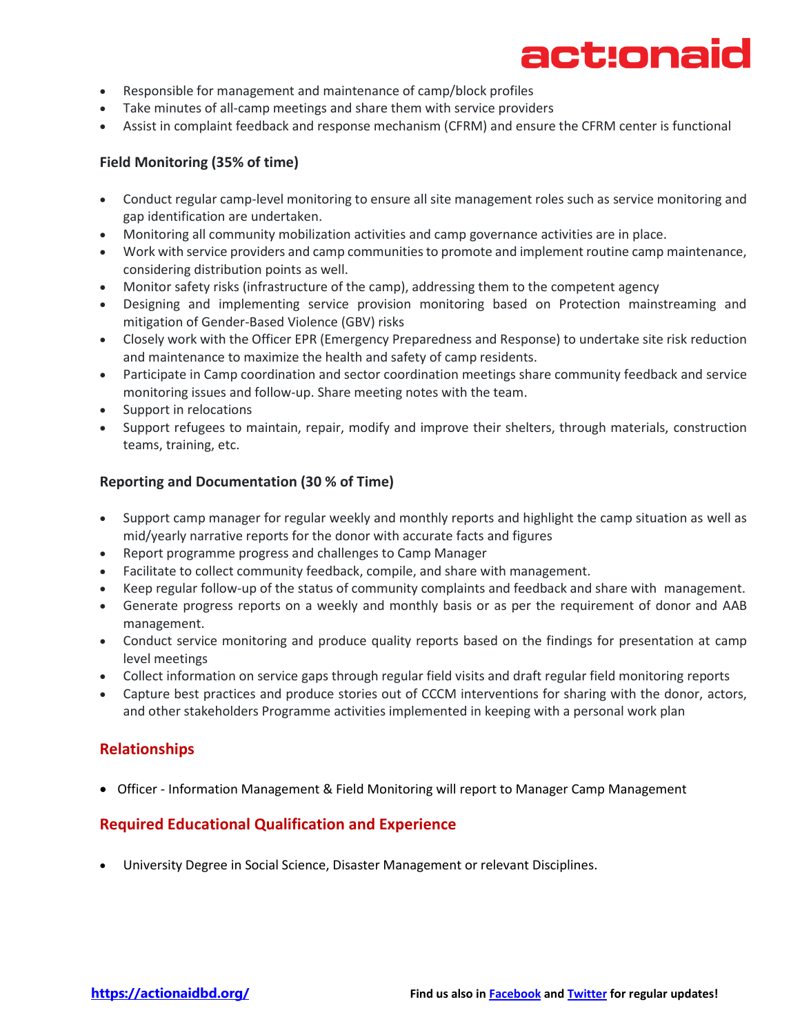- Responsible for management and maintenance of camp/block profiles
- Take minutes of all-camp meetings and share them with service providers
- Assist in complaint feedback and response mechanism (CFRM) and ensure the CFRM center is functional

### Field Monitoring (35% of time)

- Conduct regular camp-level monitoring to ensure all site management roles such as service monitoring and gap identification are undertaken.
- Monitoring all community mobilization activities and camp governance activities are in place.
- Work with service providers and camp communities to promote and implement routine camp maintenance, considering distribution points as well.
- Monitor safety risks (infrastructure of the camp), addressing them to the competent agency
- Designing and implementing service provision monitoring based on Protection mainstreaming and mitigation of Gender-Based Violence (GBV) risks
- Closely work with the Officer EPR (Emergency Preparedness and Response) to undertake site risk reduction and maintenance to maximize the health and safety of camp residents.
- Participate in Camp coordination and sector coordination meetings share community feedback and service monitoring issues and follow-up. Share meeting notes with the team.
- Support in relocations
- Support refugees to maintain, repair, modify and improve their shelters, through materials, construction teams, training, etc.

### Reporting and Documentation (30 % of Time)

- Support camp manager for regular weekly and monthly reports and highlight the camp situation as well as mid/yearly narrative reports for the donor with accurate facts and figures
- Report programme progress and challenges to Camp Manager
- Facilitate to collect community feedback, compile, and share with management.
- Keep regular follow-up of the status of community complaints and feedback and share with management.
- Generate progress reports on a weekly and monthly basis or as per the requirement of donor and AAB management.
- Conduct service monitoring and produce quality reports based on the findings for presentation at camp level meetings
- Collect information on service gaps through regular field visits and draft regular field monitoring reports
- Capture best practices and produce stories out of CCCM interventions for sharing with the donor, actors, and other stakeholders Programme activities implemented in keeping with a personal work plan

## Relationships

- Officer - Information Management & Field Monitoring will report to Manager Camp Management

## Required Educational Qualification and Experience

- University Degree in Social Science, Disaster Management or relevant Disciplines.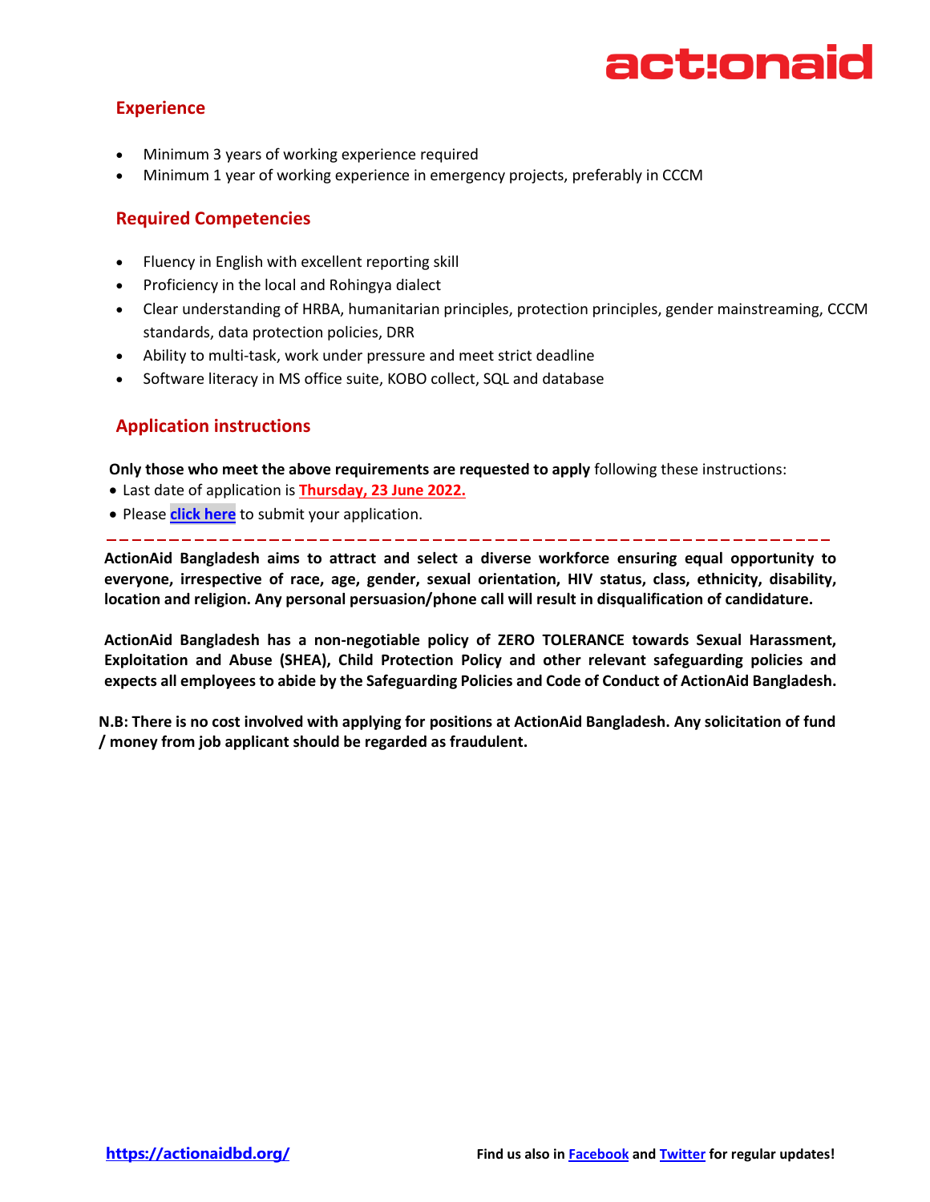## Experience

- Minimum 3 years of working experience required
- Minimum 1 year of working experience in emergency projects, preferably in CCCM

## Required Competencies

- Fluency in English with excellent reporting skill
- Proficiency in the local and Rohingya dialect
- Clear understanding of HRBA, humanitarian principles, protection principles, gender mainstreaming, CCCM standards, data protection policies, DRR
- Ability to multi-task, work under pressure and meet strict deadline
- Software literacy in MS office suite, KOBO collect, SQL and database

## Application instructions

**Only those who meet the above requirements are requested to apply** following these instructions:

- Last date of application is **Thursday, 23 June 2022.**
- Please **click here** to submit your application.

---

**ActionAid Bangladesh aims to attract and select a diverse workforce ensuring equal opportunity to everyone, irrespective of race, age, gender, sexual orientation, HIV status, class, ethnicity, disability, location and religion. Any personal persuasion/phone call will result in disqualification of candidature.**

**ActionAid Bangladesh has a non-negotiable policy of ZERO TOLERANCE towards Sexual Harassment, Exploitation and Abuse (SHEA), Child Protection Policy and other relevant safeguarding policies and expects all employees to abide by the Safeguarding Policies and Code of Conduct of ActionAid Bangladesh.**

**N.B: There is no cost involved with applying for positions at ActionAid Bangladesh. Any solicitation of fund / money from job applicant should be regarded as fraudulent.**

**https://actionaidbd.org/** **Find us also in Facebook and Twitter for regular updates!**